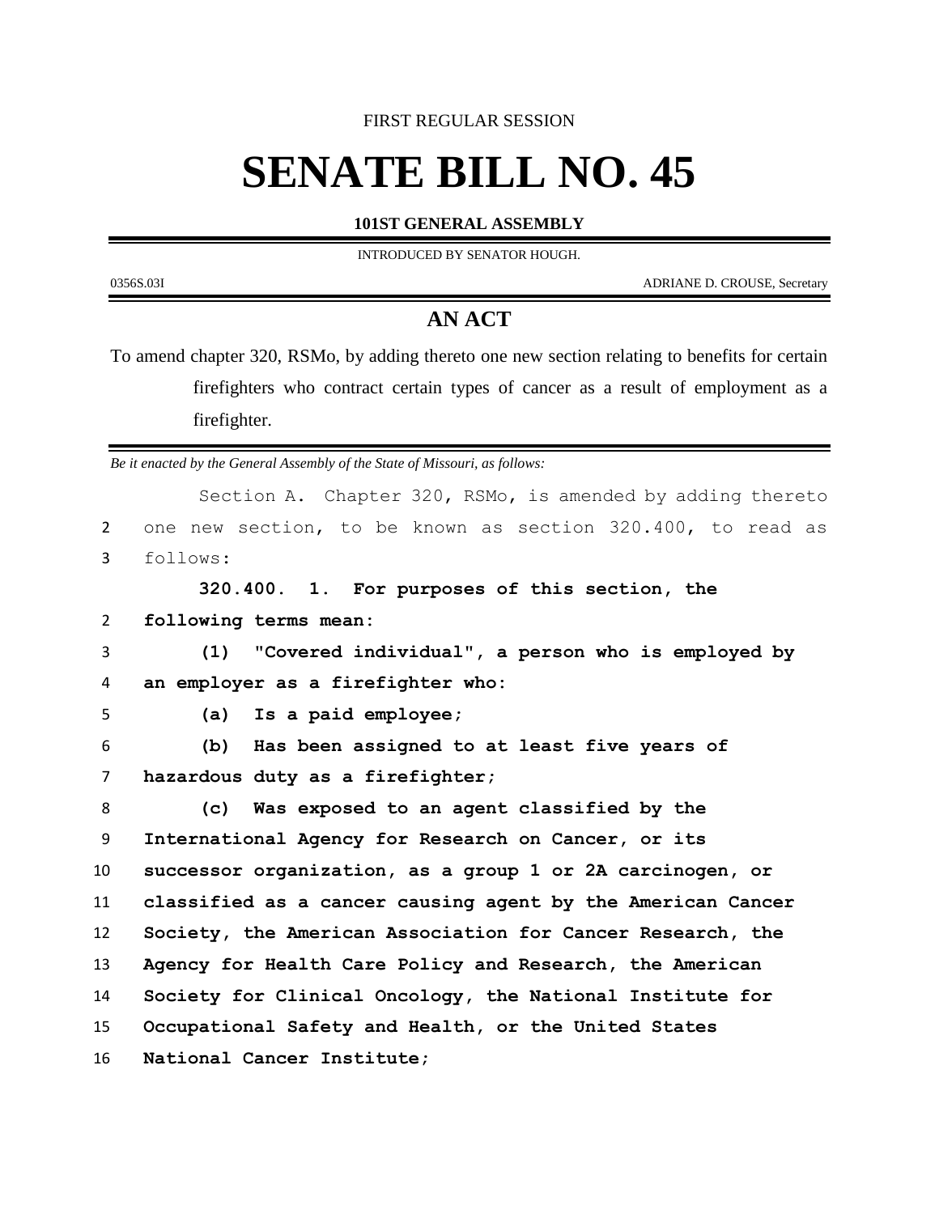FIRST REGULAR SESSION

# SENATE BILL NO. 45

**101ST GENERAL ASSEMBLY**

INTRODUCED BY SENATOR HOUGH.

0356S.03I ADRIANE D. CROUSE, Secretary

## AN ACT

To amend chapter 320, RSMo, by adding thereto one new section relating to benefits for certain firefighters who contract certain types of cancer as a result of employment as a firefighter.

*Be it enacted by the General Assembly of the State of Missouri, as follows:*

Section A. Chapter 320, RSMo, is amended by adding thereto one new section, to be known as section 320.400, to read as follows:

**320.400. 1. For purposes of this section, the following terms mean:**

**(1) "Covered individual", a person who is employed by an employer as a firefighter who:**

**(a) Is a paid employee;**

**(b) Has been assigned to at least five years of hazardous duty as a firefighter;**

**(c) Was exposed to an agent classified by the International Agency for Research on Cancer, or its successor organization, as a group 1 or 2A carcinogen, or classified as a cancer causing agent by the American Cancer Society, the American Association for Cancer Research, the Agency for Health Care Policy and Research, the American Society for Clinical Oncology, the National Institute for Occupational Safety and Health, or the United States National Cancer Institute;**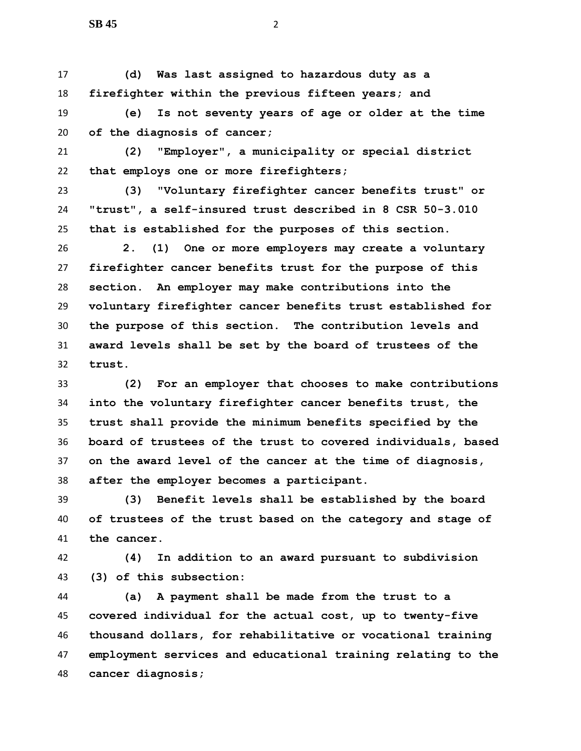**(d) Was last assigned to hazardous duty as a firefighter within the previous fifteen years; and**

**(e) Is not seventy years of age or older at the time of the diagnosis of cancer;**

**(2) "Employer", a municipality or special district that employs one or more firefighters;**

**(3) "Voluntary firefighter cancer benefits trust" or "trust", a self-insured trust described in 8 CSR 50-3.010 that is established for the purposes of this section.**

**2. (1) One or more employers may create a voluntary firefighter cancer benefits trust for the purpose of this section. An employer may make contributions into the voluntary firefighter cancer benefits trust established for the purpose of this section. The contribution levels and award levels shall be set by the board of trustees of the trust.**

**(2) For an employer that chooses to make contributions into the voluntary firefighter cancer benefits trust, the trust shall provide the minimum benefits specified by the board of trustees of the trust to covered individuals, based on the award level of the cancer at the time of diagnosis, after the employer becomes a participant.**

**(3) Benefit levels shall be established by the board of trustees of the trust based on the category and stage of the cancer.**

**(4) In addition to an award pursuant to subdivision (3) of this subsection:**

**(a) A payment shall be made from the trust to a covered individual for the actual cost, up to twenty-five thousand dollars, for rehabilitative or vocational training employment services and educational training relating to the cancer diagnosis;**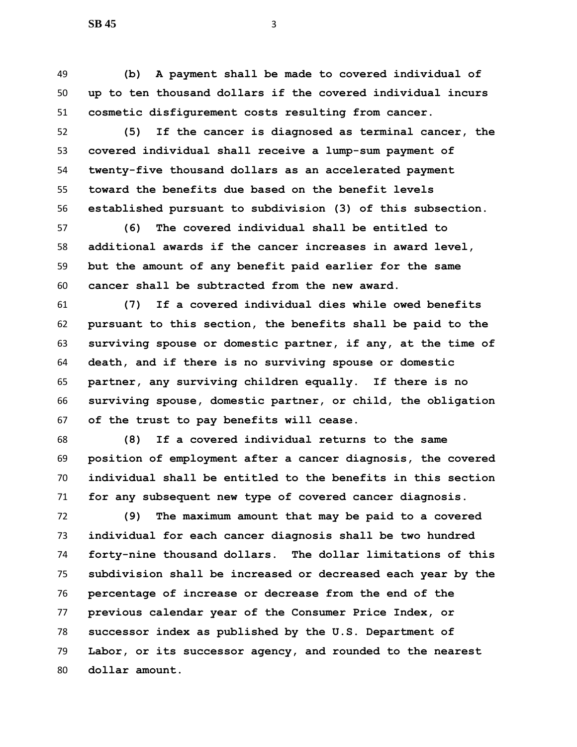**(b) A payment shall be made to covered individual of up to ten thousand dollars if the covered individual incurs cosmetic disfigurement costs resulting from cancer.**

**(5) If the cancer is diagnosed as terminal cancer, the covered individual shall receive a lump-sum payment of twenty-five thousand dollars as an accelerated payment toward the benefits due based on the benefit levels established pursuant to subdivision (3) of this subsection.**

**(6) The covered individual shall be entitled to additional awards if the cancer increases in award level, but the amount of any benefit paid earlier for the same cancer shall be subtracted from the new award.**

**(7) If a covered individual dies while owed benefits pursuant to this section, the benefits shall be paid to the surviving spouse or domestic partner, if any, at the time of death, and if there is no surviving spouse or domestic partner, any surviving children equally. If there is no surviving spouse, domestic partner, or child, the obligation of the trust to pay benefits will cease.**

**(8) If a covered individual returns to the same position of employment after a cancer diagnosis, the covered individual shall be entitled to the benefits in this section for any subsequent new type of covered cancer diagnosis.**

**(9) The maximum amount that may be paid to a covered individual for each cancer diagnosis shall be two hundred forty-nine thousand dollars. The dollar limitations of this subdivision shall be increased or decreased each year by the percentage of increase or decrease from the end of the previous calendar year of the Consumer Price Index, or successor index as published by the U.S. Department of Labor, or its successor agency, and rounded to the nearest dollar amount.**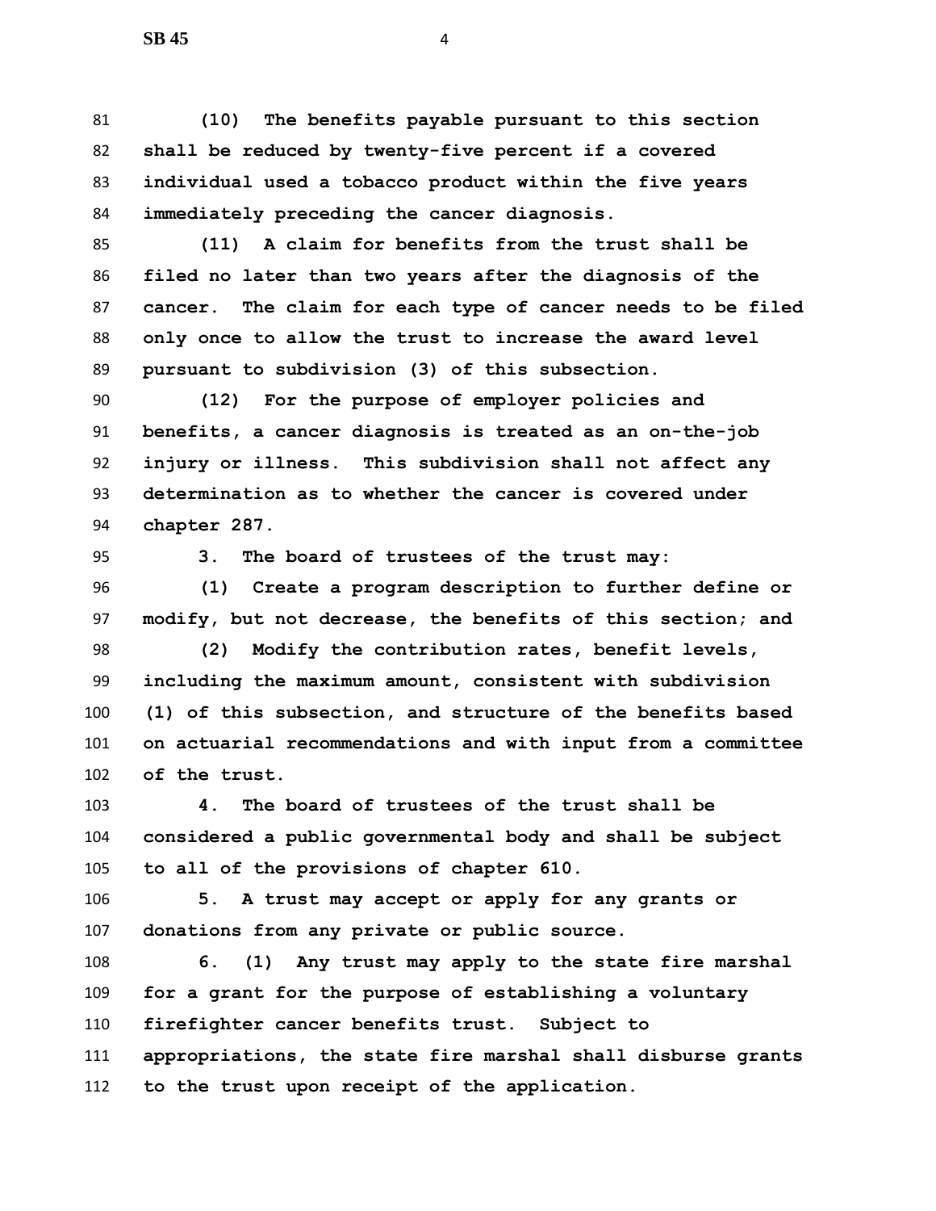**(10) The benefits payable pursuant to this section shall be reduced by twenty-five percent if a covered individual used a tobacco product within the five years immediately preceding the cancer diagnosis.**

**(11) A claim for benefits from the trust shall be filed no later than two years after the diagnosis of the cancer. The claim for each type of cancer needs to be filed only once to allow the trust to increase the award level pursuant to subdivision (3) of this subsection.**

**(12) For the purpose of employer policies and benefits, a cancer diagnosis is treated as an on-the-job injury or illness. This subdivision shall not affect any determination as to whether the cancer is covered under chapter 287.**

**3. The board of trustees of the trust may:**

**(1) Create a program description to further define or modify, but not decrease, the benefits of this section; and**

**(2) Modify the contribution rates, benefit levels, including the maximum amount, consistent with subdivision (1) of this subsection, and structure of the benefits based on actuarial recommendations and with input from a committee of the trust.**

**4. The board of trustees of the trust shall be considered a public governmental body and shall be subject to all of the provisions of chapter 610.**

**5. A trust may accept or apply for any grants or donations from any private or public source.**

**6. (1) Any trust may apply to the state fire marshal for a grant for the purpose of establishing a voluntary firefighter cancer benefits trust. Subject to appropriations, the state fire marshal shall disburse grants to the trust upon receipt of the application.**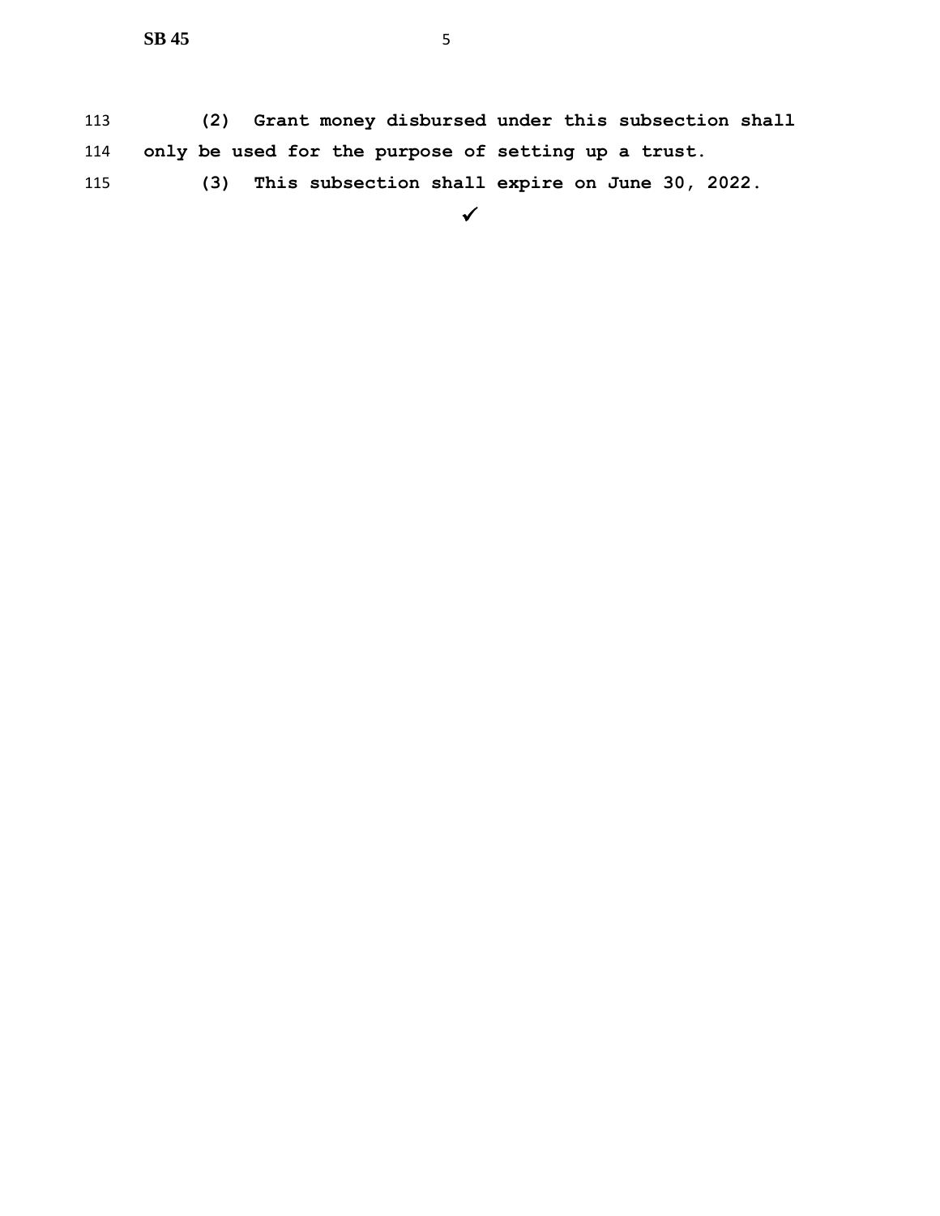**(2) Grant money disbursed under this subsection shall only be used for the purpose of setting up a trust.**

**(3) This subsection shall expire on June 30, 2022.**

✓